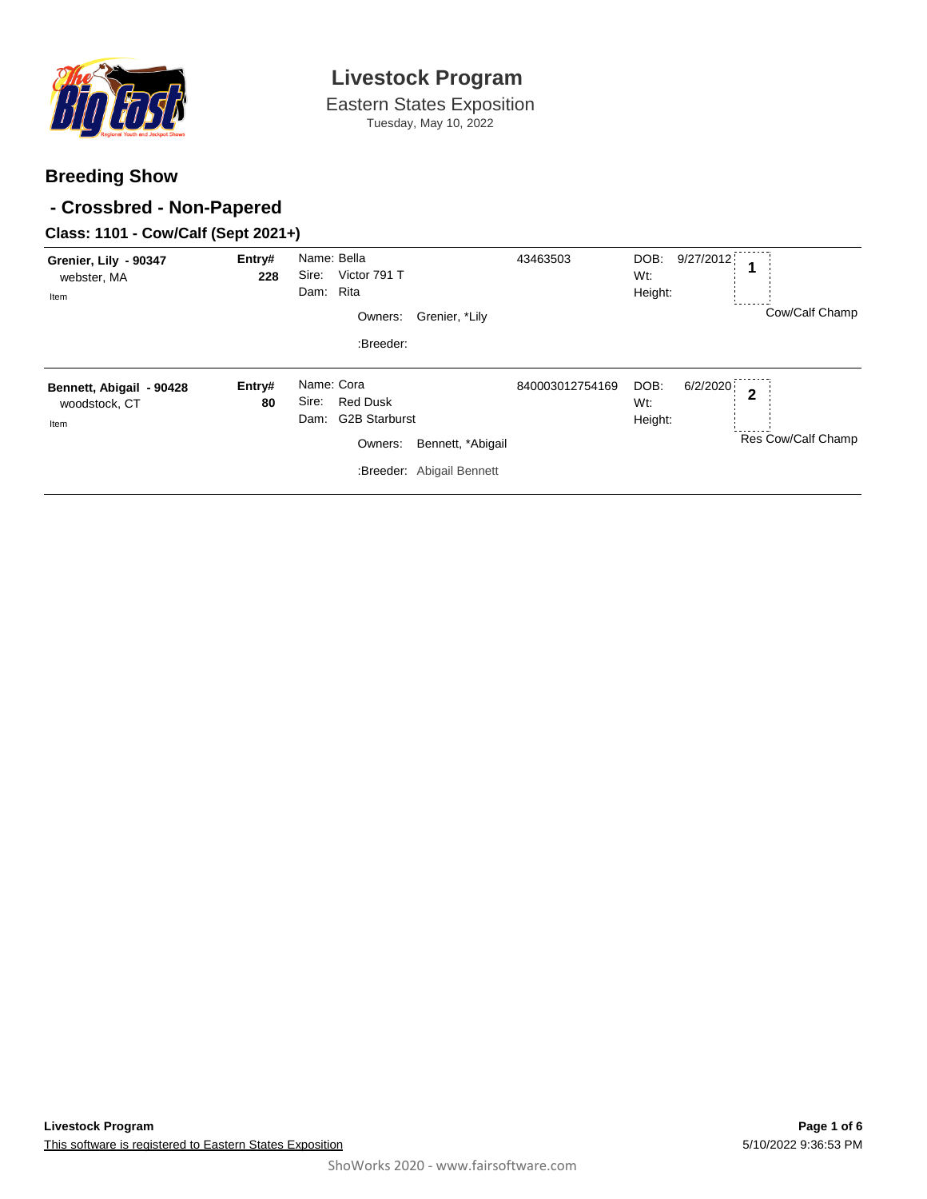# Livestock Program

Eastern States Exposition

Tuesday, May 10, 2022

## Breeding Show

## - Crossbred - Non-Papered

### Class: 1101 - Cow/Calf (Sept 2021+)

| Exhibitor | Entry# | Animal | ID | DOB / Wt / Height | Place |
|---|---|---|---|---|---|
| **Grenier, Lily - 90347**<br>webster, MA<br>Item | **228** | Name: Bella<br>Sire: Victor 791 T<br>Dam: Rita<br>Owners: Grenier, *Lily<br>:Breeder: | 43463503 | DOB: 9/27/2012<br>Wt:<br>Height: | **1**<br>Cow/Calf Champ |
| **Bennett, Abigail - 90428**<br>woodstock, CT<br>Item | **80** | Name: Cora<br>Sire: Red Dusk<br>Dam: G2B Starburst<br>Owners: Bennett, *Abigail<br>:Breeder: Abigail Bennett | 840003012754169 | DOB: 6/2/2020<br>Wt:<br>Height: | **2**<br>Res Cow/Calf Champ |

**Livestock Program**

This software is registered to Eastern States Exposition

5/10/2022 9:36:53 PM

ShoWorks 2020 - www.fairsoftware.com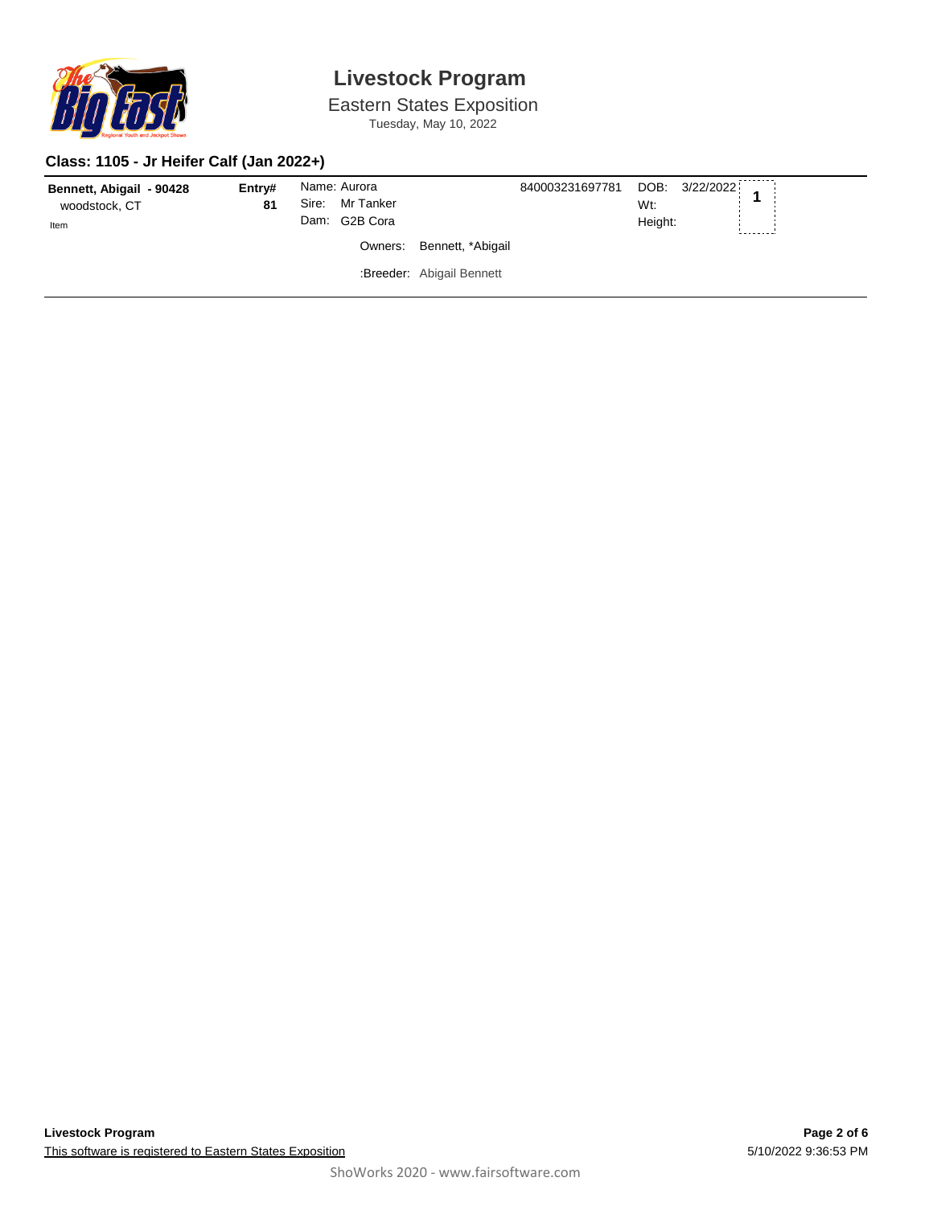# Livestock Program

Eastern States Exposition

Tuesday, May 10, 2022

### Class: 1105 - Jr Heifer Calf (Jan 2022+)

**Bennett, Abigail - 90428**
woodstock, CT
Item

**Entry#** **81**

Name: Aurora
Sire: Mr Tanker
Dam: G2B Cora

840003231697781

DOB: 3/22/2022
Wt:
Height:

**1**

Owners: Bennett, *Abigail

:Breeder: Abigail Bennett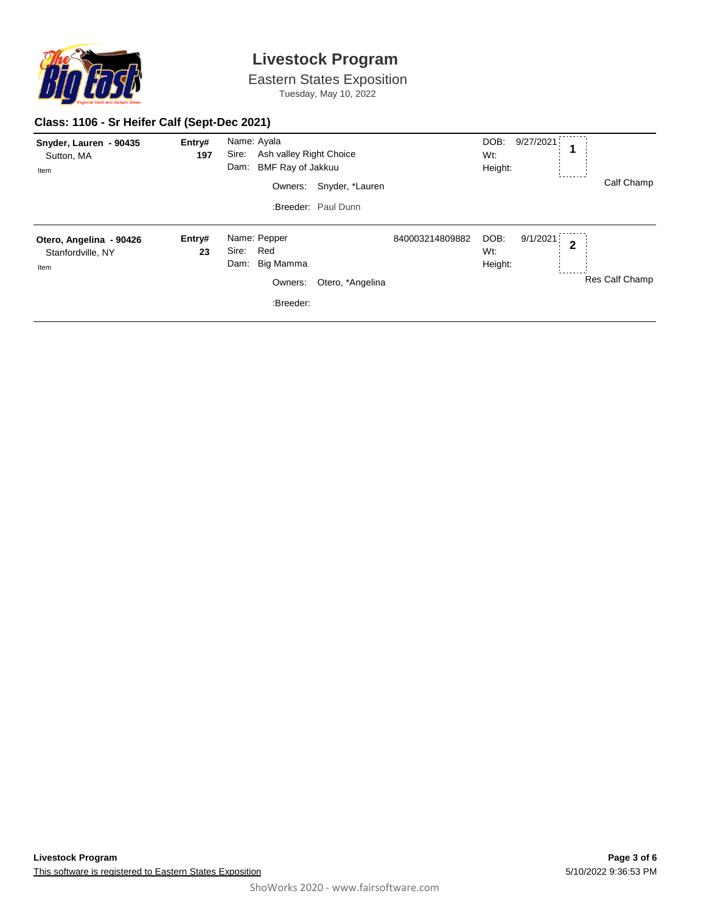# Livestock Program

Eastern States Exposition

Tuesday, May 10, 2022

### Class: 1106 - Sr Heifer Calf (Sept-Dec 2021)

| Exhibitor | Entry# | Animal | ID | Details | Place | Award |
|---|---|---|---|---|---|---|
| **Snyder, Lauren - 90435**<br>Sutton, MA<br>Item | **197** | Name: Ayala<br>Sire: Ash valley Right Choice<br>Dam: BMF Ray of Jakkuu<br>Owners: Snyder, *Lauren<br>:Breeder: Paul Dunn | | DOB: 9/27/2021<br>Wt:<br>Height: | **1** | Calf Champ |
| **Otero, Angelina - 90426**<br>Stanfordville, NY<br>Item | **23** | Name: Pepper<br>Sire: Red<br>Dam: Big Mamma<br>Owners: Otero, *Angelina<br>:Breeder: | 840003214809882 | DOB: 9/1/2021<br>Wt:<br>Height: | **2** | Res Calf Champ |

**Livestock Program**

This software is registered to Eastern States Exposition

5/10/2022 9:36:53 PM

ShoWorks 2020 - www.fairsoftware.com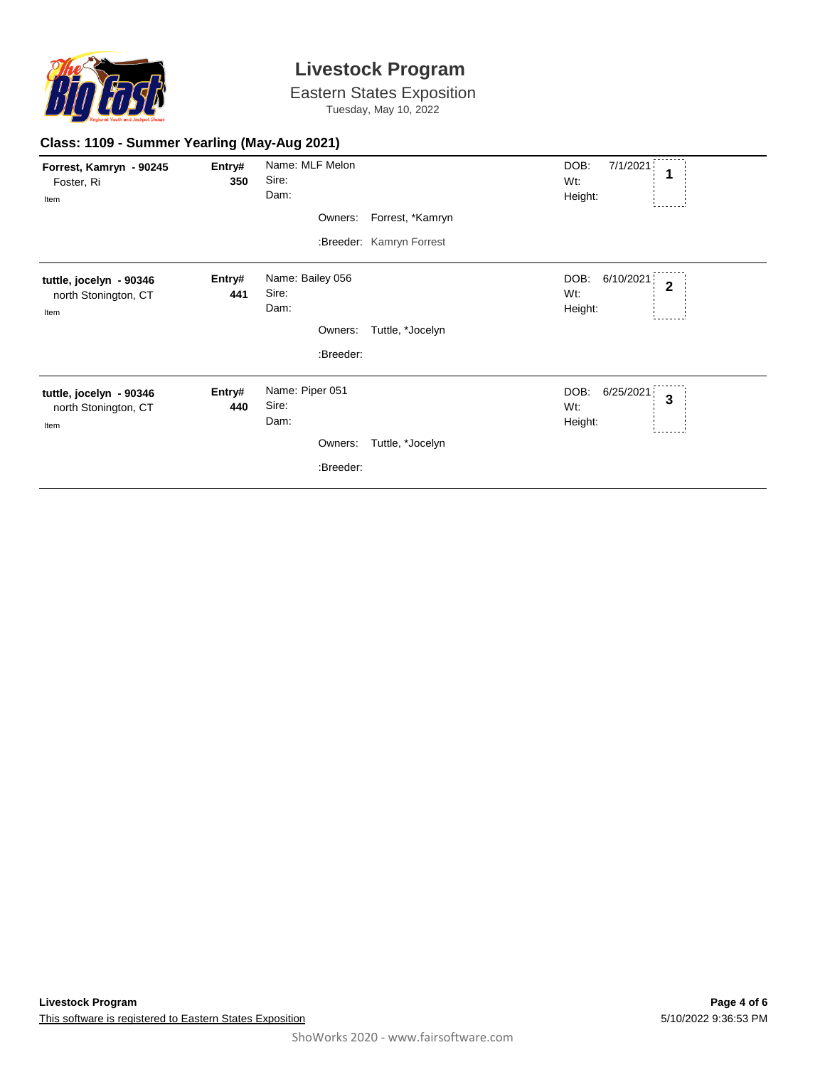# Livestock Program

Eastern States Exposition

Tuesday, May 10, 2022

## Class: 1109 - Summer Yearling (May-Aug 2021)

**Forrest, Kamryn - 90245**
Foster, Ri
Item

**Entry# 350**

Name: MLF Melon
Sire:
Dam:

Owners: Forrest, *Kamryn

:Breeder: Kamryn Forrest

DOB: 7/1/2021
Wt:
Height:

**1**

---

**tuttle, jocelyn - 90346**
north Stonington, CT
Item

**Entry# 441**

Name: Bailey 056
Sire:
Dam:

Owners: Tuttle, *Jocelyn

:Breeder:

DOB: 6/10/2021
Wt:
Height:

**2**

---

**tuttle, jocelyn - 90346**
north Stonington, CT
Item

**Entry# 440**

Name: Piper 051
Sire:
Dam:

Owners: Tuttle, *Jocelyn

:Breeder:

DOB: 6/25/2021
Wt:
Height:

**3**

---

**Livestock Program**

This software is registered to Eastern States Exposition

5/10/2022 9:36:53 PM

ShoWorks 2020 - www.fairsoftware.com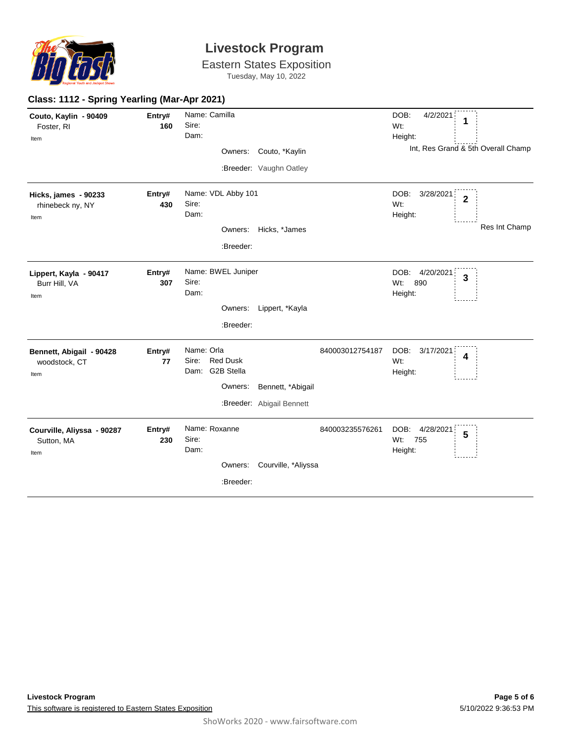# Livestock Program

## Eastern States Exposition

Tuesday, May 10, 2022

### Class: 1112 - Spring Yearling (Mar-Apr 2021)

**Couto, Kaylin - 90409**
Foster, RI
Item

**Entry# 160**

Name: Camilla
Sire:
Dam:

Owners: Couto, *Kaylin

:Breeder: Vaughn Oatley

DOB: 4/2/2021
Wt:
Height:

**1**

Int, Res Grand & 5th Overall Champ

---

**Hicks, james - 90233**
rhinebeck ny, NY
Item

**Entry# 430**

Name: VDL Abby 101
Sire:
Dam:

Owners: Hicks, *James

:Breeder:

DOB: 3/28/2021
Wt:
Height:

**2**

Res Int Champ

---

**Lippert, Kayla - 90417**
Burr Hill, VA
Item

**Entry# 307**

Name: BWEL Juniper
Sire:
Dam:

Owners: Lippert, *Kayla

:Breeder:

DOB: 4/20/2021
Wt: 890
Height:

**3**

---

**Bennett, Abigail - 90428**
woodstock, CT
Item

**Entry# 77**

Name: Orla — 840003012754187
Sire: Red Dusk
Dam: G2B Stella

Owners: Bennett, *Abigail

:Breeder: Abigail Bennett

DOB: 3/17/2021
Wt:
Height:

**4**

---

**Courville, Aliyssa - 90287**
Sutton, MA
Item

**Entry# 230**

Name: Roxanne — 840003235576261
Sire:
Dam:

Owners: Courville, *Aliyssa

:Breeder:

DOB: 4/28/2021
Wt: 755
Height:

**5**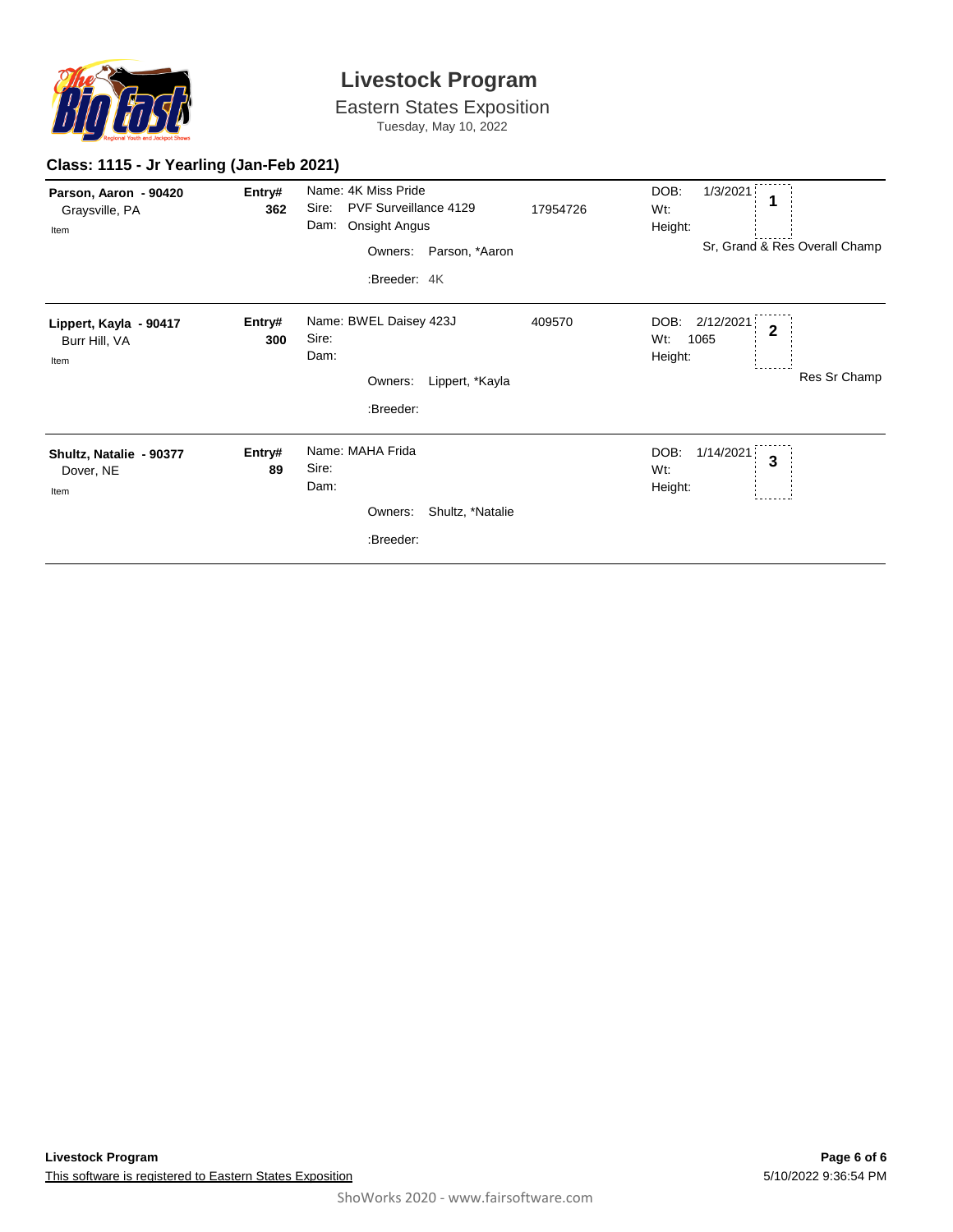# Livestock Program

Eastern States Exposition

Tuesday, May 10, 2022

## Class: 1115 - Jr Yearling (Jan-Feb 2021)

**Parson, Aaron - 90420**
Graysville, PA
Item

**Entry# 362**

Name: 4K Miss Pride
Sire: PVF Surveillance 4129 — 17954726
Dam: Onsight Angus

Owners: Parson, *Aaron

:Breeder: 4K

DOB: 1/3/2021
Wt:
Height:

**1**

Sr, Grand & Res Overall Champ

---

**Lippert, Kayla - 90417**
Burr Hill, VA
Item

**Entry# 300**

Name: BWEL Daisy 423J — 409570
Sire:
Dam:

Owners: Lippert, *Kayla

:Breeder:

DOB: 2/12/2021
Wt: 1065
Height:

**2**

Res Sr Champ

---

**Shultz, Natalie - 90377**
Dover, NE
Item

**Entry# 89**

Name: MAHA Frida
Sire:
Dam:

Owners: Shultz, *Natalie

:Breeder:

DOB: 1/14/2021
Wt:
Height:

**3**

---

**Livestock Program**

This software is registered to Eastern States Exposition

5/10/2022 9:36:54 PM

ShoWorks 2020 - www.fairsoftware.com